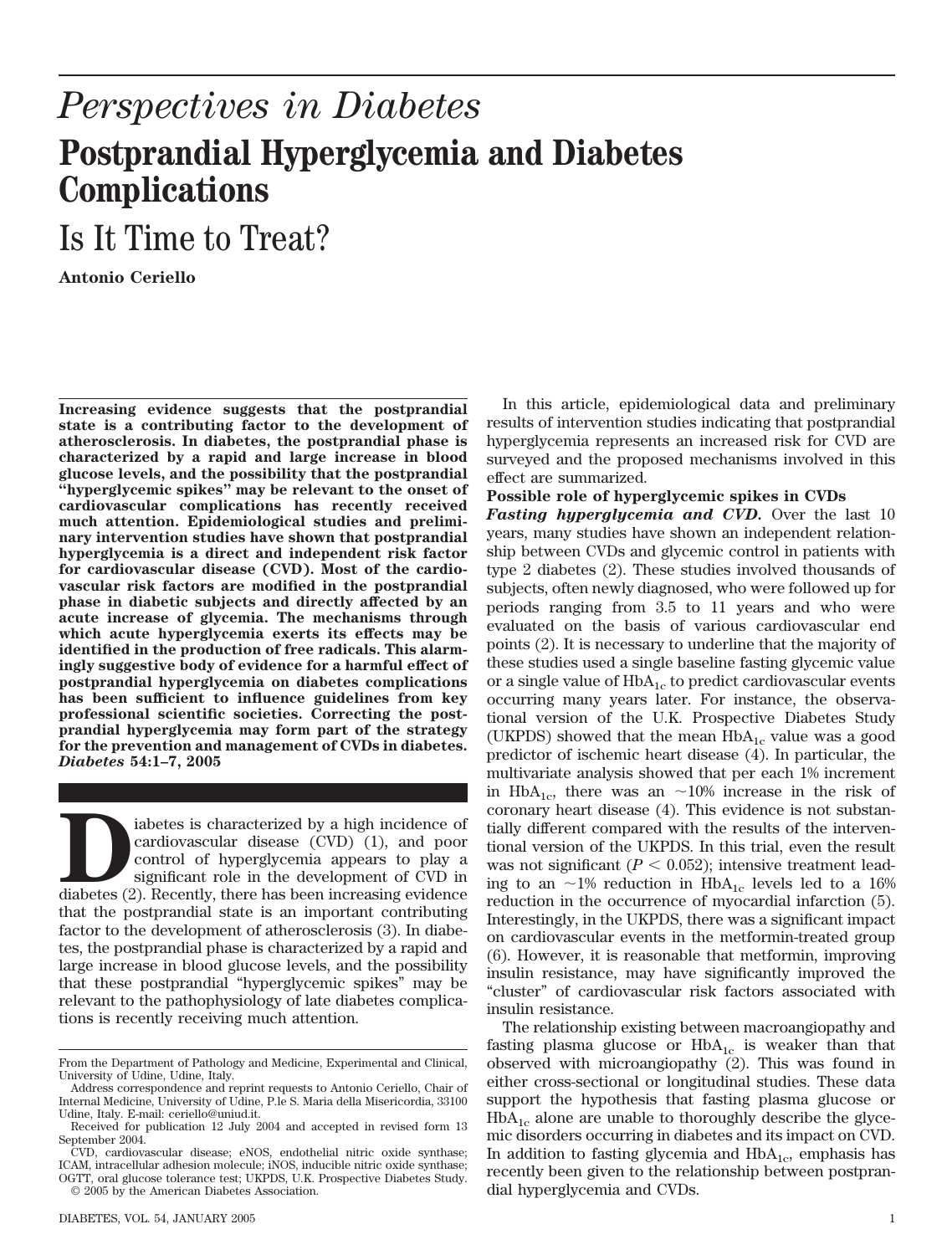# *Perspectives in Diabetes*

# Postprandial Hyperglycemia and Diabetes Complications

## Is It Time to Treat?

**Antonio Ceriello**

**Increasing evidence suggests that the postprandial state is a contributing factor to the development of atherosclerosis. In diabetes, the postprandial phase is characterized by a rapid and large increase in blood glucose levels, and the possibility that the postprandial "hyperglycemic spikes" may be relevant to the onset of cardiovascular complications has recently received much attention. Epidemiological studies and preliminary intervention studies have shown that postprandial hyperglycemia is a direct and independent risk factor for cardiovascular disease (CVD). Most of the cardiovascular risk factors are modified in the postprandial phase in diabetic subjects and directly affected by an acute increase of glycemia. The mechanisms through which acute hyperglycemia exerts its effects may be identified in the production of free radicals. This alarmingly suggestive body of evidence for a harmful effect of postprandial hyperglycemia on diabetes complications has been sufficient to influence guidelines from key professional scientific societies. Correcting the postprandial hyperglycemia may form part of the strategy for the prevention and management of CVDs in diabetes.** ***Diabetes*** **54:1–7, 2005**

Diabetes is characterized by a high incidence of cardiovascular disease (CVD) (1), and poor control of hyperglycemia appears to play a significant role in the development of CVD in diabetes (2). Recently, there has been increasing evidence that the postprandial state is an important contributing factor to the development of atherosclerosis (3). In diabetes, the postprandial phase is characterized by a rapid and large increase in blood glucose levels, and the possibility that these postprandial "hyperglycemic spikes" may be relevant to the pathophysiology of late diabetes complications is recently receiving much attention.

From the Department of Pathology and Medicine, Experimental and Clinical, University of Udine, Udine, Italy.

Address correspondence and reprint requests to Antonio Ceriello, Chair of Internal Medicine, University of Udine, P.le S. Maria della Misericordia, 33100 Udine, Italy. E-mail: ceriello@uniud.it.

Received for publication 12 July 2004 and accepted in revised form 13 September 2004.

CVD, cardiovascular disease; eNOS, endothelial nitric oxide synthase; ICAM, intracellular adhesion molecule; iNOS, inducible nitric oxide synthase; OGTT, oral glucose tolerance test; UKPDS, U.K. Prospective Diabetes Study.

© 2005 by the American Diabetes Association.

In this article, epidemiological data and preliminary results of intervention studies indicating that postprandial hyperglycemia represents an increased risk for CVD are surveyed and the proposed mechanisms involved in this effect are summarized.

### Possible role of hyperglycemic spikes in CVDs

***Fasting hyperglycemia and CVD.*** Over the last 10 years, many studies have shown an independent relationship between CVDs and glycemic control in patients with type 2 diabetes (2). These studies involved thousands of subjects, often newly diagnosed, who were followed up for periods ranging from 3.5 to 11 years and who were evaluated on the basis of various cardiovascular end points (2). It is necessary to underline that the majority of these studies used a single baseline fasting glycemic value or a single value of $HbA_{1c}$ to predict cardiovascular events occurring many years later. For instance, the observational version of the U.K. Prospective Diabetes Study (UKPDS) showed that the mean $HbA_{1c}$ value was a good predictor of ischemic heart disease (4). In particular, the multivariate analysis showed that per each 1% increment in $HbA_{1c}$, there was an ~10% increase in the risk of coronary heart disease (4). This evidence is not substantially different compared with the results of the interventional version of the UKPDS. In this trial, even the result was not significant ($P < 0.052$); intensive treatment leading to an ~1% reduction in $HbA_{1c}$ levels led to a 16% reduction in the occurrence of myocardial infarction (5). Interestingly, in the UKPDS, there was a significant impact on cardiovascular events in the metformin-treated group (6). However, it is reasonable that metformin, improving insulin resistance, may have significantly improved the "cluster" of cardiovascular risk factors associated with insulin resistance.

The relationship existing between macroangiopathy and fasting plasma glucose or $HbA_{1c}$ is weaker than that observed with microangiopathy (2). This was found in either cross-sectional or longitudinal studies. These data support the hypothesis that fasting plasma glucose or $HbA_{1c}$ alone are unable to thoroughly describe the glycemic disorders occurring in diabetes and its impact on CVD. In addition to fasting glycemia and $HbA_{1c}$, emphasis has recently been given to the relationship between postprandial hyperglycemia and CVDs.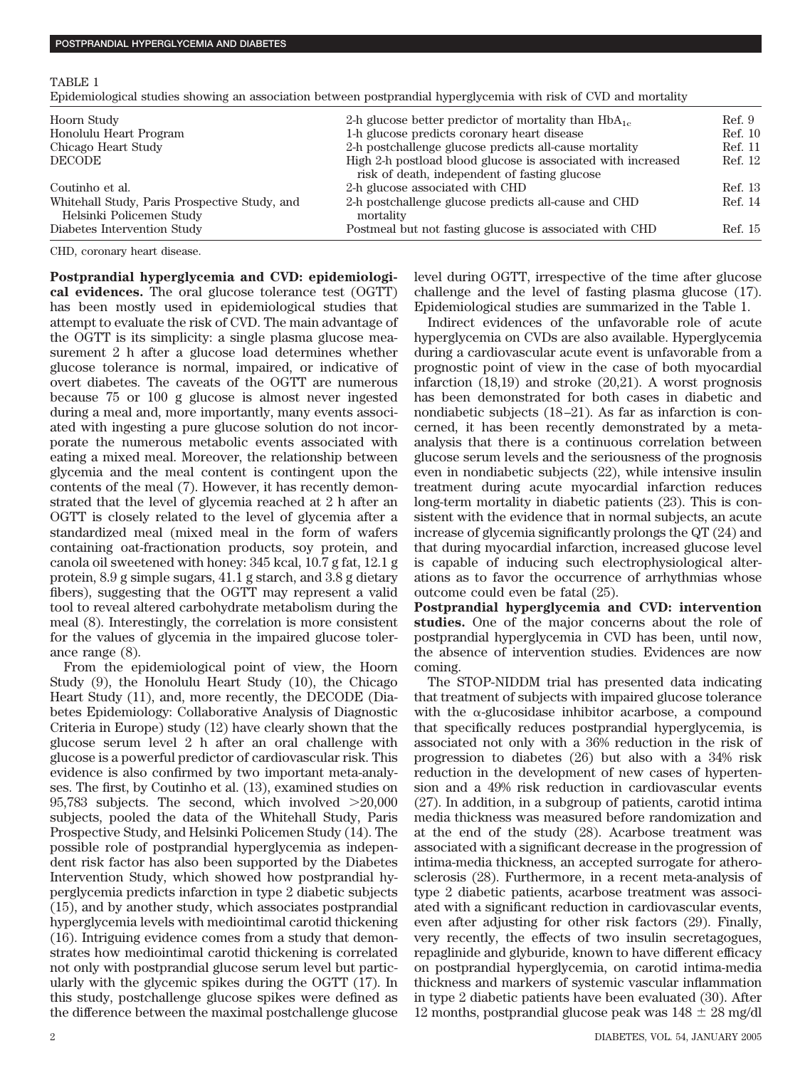TABLE 1

Epidemiological studies showing an association between postprandial hyperglycemia with risk of CVD and mortality

| Study | Finding | Reference |
|---|---|---|
| Hoorn Study | 2-h glucose better predictor of mortality than $HbA_{1c}$ | Ref. 9 |
| Honolulu Heart Program | 1-h glucose predicts coronary heart disease | Ref. 10 |
| Chicago Heart Study | 2-h postchallenge glucose predicts all-cause mortality | Ref. 11 |
| DECODE | High 2-h postload blood glucose is associated with increased risk of death, independent of fasting glucose | Ref. 12 |
| Coutinho et al. | 2-h glucose associated with CHD | Ref. 13 |
| Whitehall Study, Paris Prospective Study, and Helsinki Policemen Study | 2-h postchallenge glucose predicts all-cause and CHD mortality | Ref. 14 |
| Diabetes Intervention Study | Postmeal but not fasting glucose is associated with CHD | Ref. 15 |

CHD, coronary heart disease.

**Postprandial hyperglycemia and CVD: epidemiological evidences.** The oral glucose tolerance test (OGTT) has been mostly used in epidemiological studies that attempt to evaluate the risk of CVD. The main advantage of the OGTT is its simplicity: a single plasma glucose measurement 2 h after a glucose load determines whether glucose tolerance is normal, impaired, or indicative of overt diabetes. The caveats of the OGTT are numerous because 75 or 100 g glucose is almost never ingested during a meal and, more importantly, many events associated with ingesting a pure glucose solution do not incorporate the numerous metabolic events associated with eating a mixed meal. Moreover, the relationship between glycemia and the meal content is contingent upon the contents of the meal (7). However, it has recently demonstrated that the level of glycemia reached at 2 h after an OGTT is closely related to the level of glycemia after a standardized meal (mixed meal in the form of wafers containing oat-fractionation products, soy protein, and canola oil sweetened with honey: 345 kcal, 10.7 g fat, 12.1 g protein, 8.9 g simple sugars, 41.1 g starch, and 3.8 g dietary fibers), suggesting that the OGTT may represent a valid tool to reveal altered carbohydrate metabolism during the meal (8). Interestingly, the correlation is more consistent for the values of glycemia in the impaired glucose tolerance range (8).

From the epidemiological point of view, the Hoorn Study (9), the Honolulu Heart Study (10), the Chicago Heart Study (11), and, more recently, the DECODE (Diabetes Epidemiology: Collaborative Analysis of Diagnostic Criteria in Europe) study (12) have clearly shown that the glucose serum level 2 h after an oral challenge with glucose is a powerful predictor of cardiovascular risk. This evidence is also confirmed by two important meta-analyses. The first, by Coutinho et al. (13), examined studies on 95,783 subjects. The second, which involved >20,000 subjects, pooled the data of the Whitehall Study, Paris Prospective Study, and Helsinki Policemen Study (14). The possible role of postprandial hyperglycemia as independent risk factor has also been supported by the Diabetes Intervention Study, which showed how postprandial hyperglycemia predicts infarction in type 2 diabetic subjects (15), and by another study, which associates postprandial hyperglycemia levels with mediointimal carotid thickening (16). Intriguing evidence comes from a study that demonstrates how mediointimal carotid thickening is correlated not only with postprandial glucose serum level but particularly with the glycemic spikes during the OGTT (17). In this study, postchallenge glucose spikes were defined as the difference between the maximal postchallenge glucose level during OGTT, irrespective of the time after glucose challenge and the level of fasting plasma glucose (17). Epidemiological studies are summarized in the Table 1.

Indirect evidences of the unfavorable role of acute hyperglycemia on CVDs are also available. Hyperglycemia during a cardiovascular acute event is unfavorable from a prognostic point of view in the case of both myocardial infarction (18,19) and stroke (20,21). A worst prognosis has been demonstrated for both cases in diabetic and nondiabetic subjects (18–21). As far as infarction is concerned, it has been recently demonstrated by a meta-analysis that there is a continuous correlation between glucose serum levels and the seriousness of the prognosis even in nondiabetic subjects (22), while intensive insulin treatment during acute myocardial infarction reduces long-term mortality in diabetic patients (23). This is consistent with the evidence that in normal subjects, an acute increase of glycemia significantly prolongs the QT (24) and that during myocardial infarction, increased glucose level is capable of inducing such electrophysiological alterations as to favor the occurrence of arrhythmias whose outcome could even be fatal (25).

**Postprandial hyperglycemia and CVD: intervention studies.** One of the major concerns about the role of postprandial hyperglycemia in CVD has been, until now, the absence of intervention studies. Evidences are now coming.

The STOP-NIDDM trial has presented data indicating that treatment of subjects with impaired glucose tolerance with the α-glucosidase inhibitor acarbose, a compound that specifically reduces postprandial hyperglycemia, is associated not only with a 36% reduction in the risk of progression to diabetes (26) but also with a 34% risk reduction in the development of new cases of hypertension and a 49% risk reduction in cardiovascular events (27). In addition, in a subgroup of patients, carotid intima media thickness was measured before randomization and at the end of the study (28). Acarbose treatment was associated with a significant decrease in the progression of intima-media thickness, an accepted surrogate for atherosclerosis (28). Furthermore, in a recent meta-analysis of type 2 diabetic patients, acarbose treatment was associated with a significant reduction in cardiovascular events, even after adjusting for other risk factors (29). Finally, very recently, the effects of two insulin secretagogues, repaglinide and glyburide, known to have different efficacy on postprandial hyperglycemia, on carotid intima-media thickness and markers of systemic vascular inflammation in type 2 diabetic patients have been evaluated (30). After 12 months, postprandial glucose peak was $148 \pm 28$ mg/dl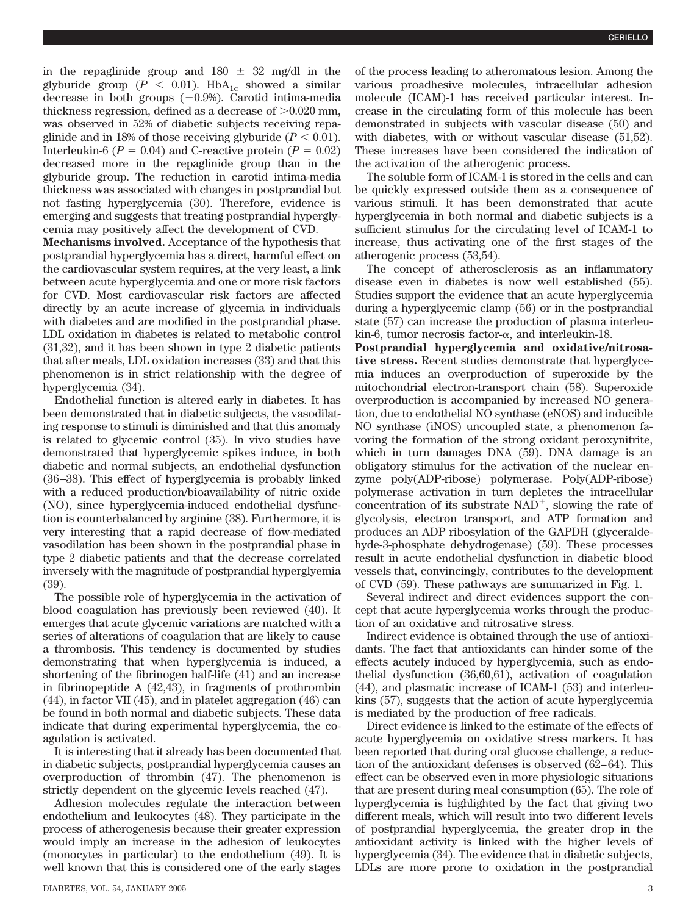in the repaglinide group and 180 ± 32 mg/dl in the glyburide group ($P < 0.01$). $HbA_{1c}$ showed a similar decrease in both groups (−0.9%). Carotid intima-media thickness regression, defined as a decrease of >0.020 mm, was observed in 52% of diabetic subjects receiving repaglinide and in 18% of those receiving glyburide ($P < 0.01$). Interleukin-6 ($P = 0.04$) and C-reactive protein ($P = 0.02$) decreased more in the repaglinide group than in the glyburide group. The reduction in carotid intima-media thickness was associated with changes in postprandial but not fasting hyperglycemia (30). Therefore, evidence is emerging and suggests that treating postprandial hyperglycemia may positively affect the development of CVD.

**Mechanisms involved.** Acceptance of the hypothesis that postprandial hyperglycemia has a direct, harmful effect on the cardiovascular system requires, at the very least, a link between acute hyperglycemia and one or more risk factors for CVD. Most cardiovascular risk factors are affected directly by an acute increase of glycemia in individuals with diabetes and are modified in the postprandial phase. LDL oxidation in diabetes is related to metabolic control (31,32), and it has been shown in type 2 diabetic patients that after meals, LDL oxidation increases (33) and that this phenomenon is in strict relationship with the degree of hyperglycemia (34).

Endothelial function is altered early in diabetes. It has been demonstrated that in diabetic subjects, the vasodilating response to stimuli is diminished and that this anomaly is related to glycemic control (35). In vivo studies have demonstrated that hyperglycemic spikes induce, in both diabetic and normal subjects, an endothelial dysfunction (36–38). This effect of hyperglycemia is probably linked with a reduced production/bioavailability of nitric oxide (NO), since hyperglycemia-induced endothelial dysfunction is counterbalanced by arginine (38). Furthermore, it is very interesting that a rapid decrease of flow-mediated vasodilation has been shown in the postprandial phase in type 2 diabetic patients and that the decrease correlated inversely with the magnitude of postprandial hyperglyemia (39).

The possible role of hyperglycemia in the activation of blood coagulation has previously been reviewed (40). It emerges that acute glycemic variations are matched with a series of alterations of coagulation that are likely to cause a thrombosis. This tendency is documented by studies demonstrating that when hyperglycemia is induced, a shortening of the fibrinogen half-life (41) and an increase in fibrinopeptide A (42,43), in fragments of prothrombin (44), in factor VII (45), and in platelet aggregation (46) can be found in both normal and diabetic subjects. These data indicate that during experimental hyperglycemia, the coagulation is activated.

It is interesting that it already has been documented that in diabetic subjects, postprandial hyperglycemia causes an overproduction of thrombin (47). The phenomenon is strictly dependent on the glycemic levels reached (47).

Adhesion molecules regulate the interaction between endothelium and leukocytes (48). They participate in the process of atherogenesis because their greater expression would imply an increase in the adhesion of leukocytes (monocytes in particular) to the endothelium (49). It is well known that this is considered one of the early stages of the process leading to atheromatous lesion. Among the various proadhesive molecules, intracellular adhesion molecule (ICAM)-1 has received particular interest. Increase in the circulating form of this molecule has been demonstrated in subjects with vascular disease (50) and with diabetes, with or without vascular disease (51,52). These increases have been considered the indication of the activation of the atherogenic process.

The soluble form of ICAM-1 is stored in the cells and can be quickly expressed outside them as a consequence of various stimuli. It has been demonstrated that acute hyperglycemia in both normal and diabetic subjects is a sufficient stimulus for the circulating level of ICAM-1 to increase, thus activating one of the first stages of the atherogenic process (53,54).

The concept of atherosclerosis as an inflammatory disease even in diabetes is now well established (55). Studies support the evidence that an acute hyperglycemia during a hyperglycemic clamp (56) or in the postprandial state (57) can increase the production of plasma interleukin-6, tumor necrosis factor-α, and interleukin-18.

**Postprandial hyperglycemia and oxidative/nitrosative stress.** Recent studies demonstrate that hyperglycemia induces an overproduction of superoxide by the mitochondrial electron-transport chain (58). Superoxide overproduction is accompanied by increased NO generation, due to endothelial NO synthase (eNOS) and inducible NO synthase (iNOS) uncoupled state, a phenomenon favoring the formation of the strong oxidant peroxynitrite, which in turn damages DNA (59). DNA damage is an obligatory stimulus for the activation of the nuclear enzyme poly(ADP-ribose) polymerase. Poly(ADP-ribose) polymerase activation in turn depletes the intracellular concentration of its substrate $NAD^+$, slowing the rate of glycolysis, electron transport, and ATP formation and produces an ADP ribosylation of the GAPDH (glyceraldehyde-3-phosphate dehydrogenase) (59). These processes result in acute endothelial dysfunction in diabetic blood vessels that, convincingly, contributes to the development of CVD (59). These pathways are summarized in Fig. 1.

Several indirect and direct evidences support the concept that acute hyperglycemia works through the production of an oxidative and nitrosative stress.

Indirect evidence is obtained through the use of antioxidants. The fact that antioxidants can hinder some of the effects acutely induced by hyperglycemia, such as endothelial dysfunction (36,60,61), activation of coagulation (44), and plasmatic increase of ICAM-1 (53) and interleukins (57), suggests that the action of acute hyperglycemia is mediated by the production of free radicals.

Direct evidence is linked to the estimate of the effects of acute hyperglycemia on oxidative stress markers. It has been reported that during oral glucose challenge, a reduction of the antioxidant defenses is observed (62–64). This effect can be observed even in more physiologic situations that are present during meal consumption (65). The role of hyperglycemia is highlighted by the fact that giving two different meals, which will result into two different levels of postprandial hyperglycemia, the greater drop in the antioxidant activity is linked with the higher levels of hyperglycemia (34). The evidence that in diabetic subjects, LDLs are more prone to oxidation in the postprandial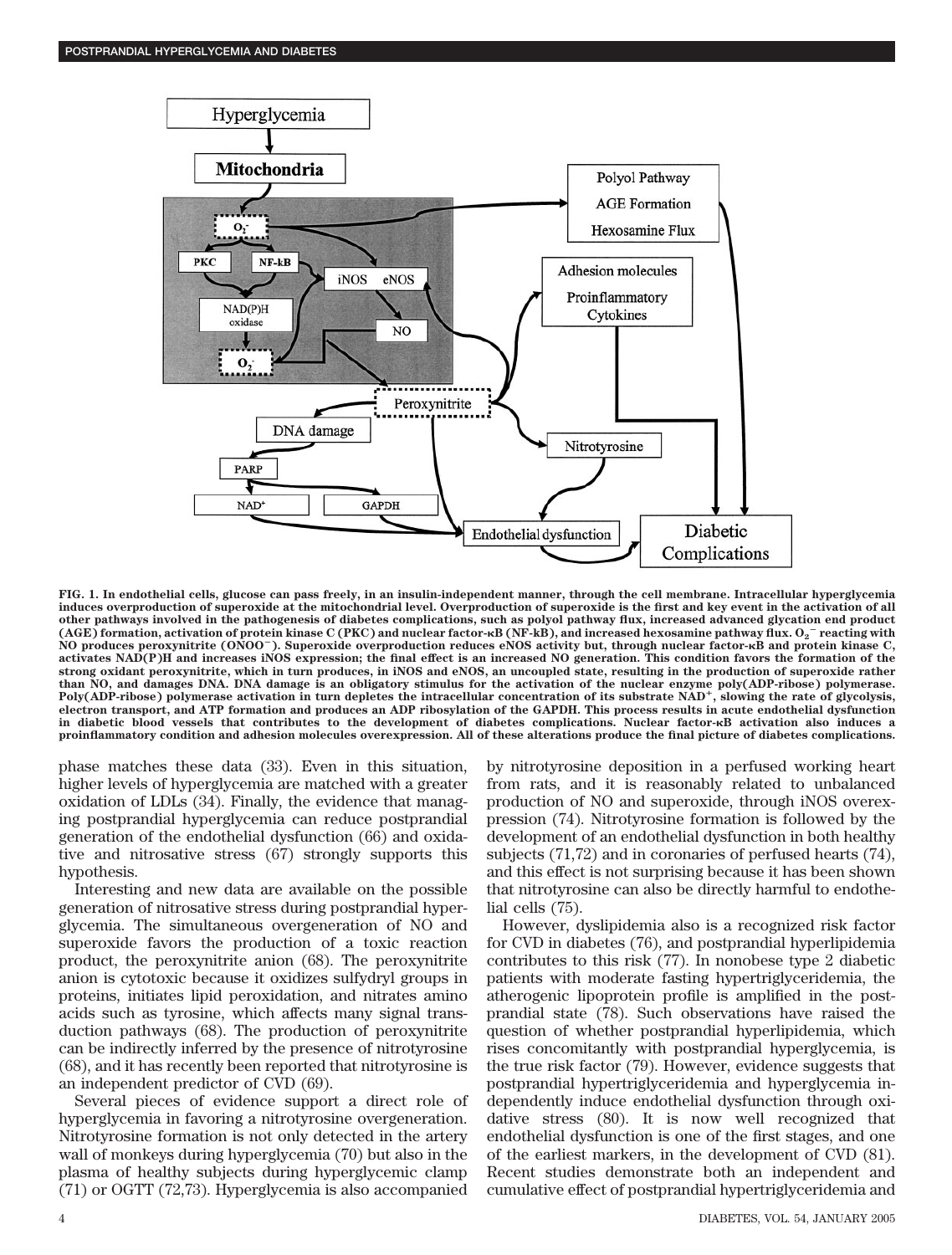**FIG. 1. In endothelial cells, glucose can pass freely, in an insulin-independent manner, through the cell membrane. Intracellular hyperglycemia induces overproduction of superoxide at the mitochondrial level. Overproduction of superoxide is the first and key event in the activation of all other pathways involved in the pathogenesis of diabetes complications, such as polyol pathway flux, increased advanced glycation end product (AGE) formation, activation of protein kinase C (PKC) and nuclear factor-κB (NF-kB), and increased hexosamine pathway flux. $O_2^-$ reacting with NO produces peroxynitrite ($ONOO^-$). Superoxide overproduction reduces eNOS activity but, through nuclear factor-κB and protein kinase C, activates NAD(P)H and increases iNOS expression; the final effect is an increased NO generation. This condition favors the formation of the strong oxidant peroxynitrite, which in turn produces, in iNOS and eNOS, an uncoupled state, resulting in the production of superoxide rather than NO, and damages DNA. DNA damage is an obligatory stimulus for the activation of the nuclear enzyme poly(ADP-ribose) polymerase. Poly(ADP-ribose) polymerase activation in turn depletes the intracellular concentration of its substrate $NAD^+$, slowing the rate of glycolysis, electron transport, and ATP formation and produces an ADP ribosylation of the GAPDH. This process results in acute endothelial dysfunction in diabetic blood vessels that contributes to the development of diabetes complications. Nuclear factor-κB activation also induces a proinflammatory condition and adhesion molecules overexpression. All of these alterations produce the final picture of diabetes complications.**

phase matches these data (33). Even in this situation, higher levels of hyperglycemia are matched with a greater oxidation of LDLs (34). Finally, the evidence that managing postprandial hyperglycemia can reduce postprandial generation of the endothelial dysfunction (66) and oxidative and nitrosative stress (67) strongly supports this hypothesis.

Interesting and new data are available on the possible generation of nitrosative stress during postprandial hyperglycemia. The simultaneous overgeneration of NO and superoxide favors the production of a toxic reaction product, the peroxynitrite anion (68). The peroxynitrite anion is cytotoxic because it oxidizes sulfydryl groups in proteins, initiates lipid peroxidation, and nitrates amino acids such as tyrosine, which affects many signal transduction pathways (68). The production of peroxynitrite can be indirectly inferred by the presence of nitrotyrosine (68), and it has recently been reported that nitrotyrosine is an independent predictor of CVD (69).

Several pieces of evidence support a direct role of hyperglycemia in favoring a nitrotyrosine overgeneration. Nitrotyrosine formation is not only detected in the artery wall of monkeys during hyperglycemia (70) but also in the plasma of healthy subjects during hyperglycemic clamp (71) or OGTT (72,73). Hyperglycemia is also accompanied by nitrotyrosine deposition in a perfused working heart from rats, and it is reasonably related to unbalanced production of NO and superoxide, through iNOS overexpression (74). Nitrotyrosine formation is followed by the development of an endothelial dysfunction in both healthy subjects (71,72) and in coronaries of perfused hearts (74), and this effect is not surprising because it has been shown that nitrotyrosine can also be directly harmful to endothelial cells (75).

However, dyslipidemia also is a recognized risk factor for CVD in diabetes (76), and postprandial hyperlipidemia contributes to this risk (77). In nonobese type 2 diabetic patients with moderate fasting hypertriglyceridemia, the atherogenic lipoprotein profile is amplified in the postprandial state (78). Such observations have raised the question of whether postprandial hyperlipidemia, which rises concomitantly with postprandial hyperglycemia, is the true risk factor (79). However, evidence suggests that postprandial hypertriglyceridemia and hyperglycemia independently induce endothelial dysfunction through oxidative stress (80). It is now well recognized that endothelial dysfunction is one of the first stages, and one of the earliest markers, in the development of CVD (81). Recent studies demonstrate both an independent and cumulative effect of postprandial hypertriglyceridemia and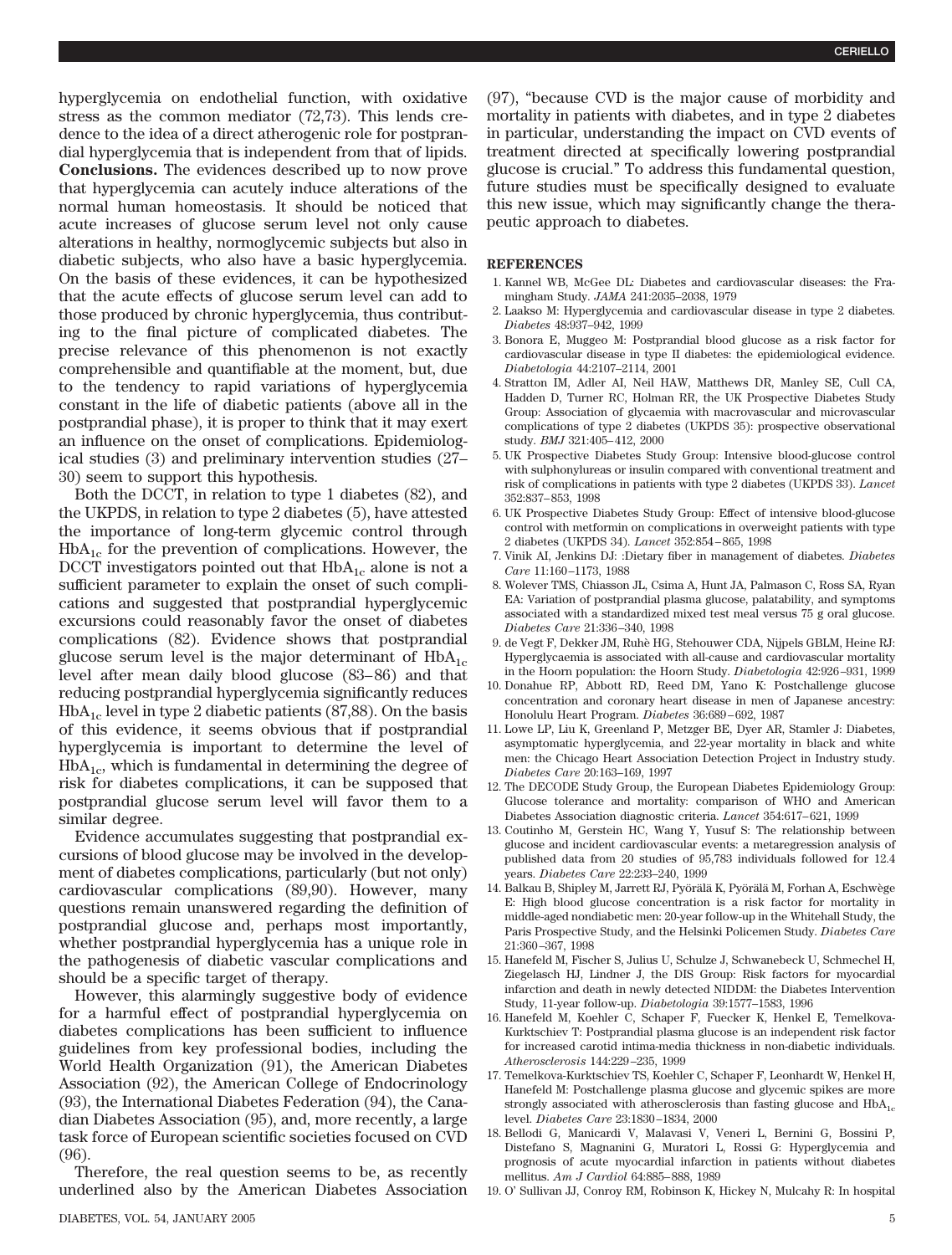hyperglycemia on endothelial function, with oxidative stress as the common mediator (72,73). This lends credence to the idea of a direct atherogenic role for postprandial hyperglycemia that is independent from that of lipids.

**Conclusions.** The evidences described up to now prove that hyperglycemia can acutely induce alterations of the normal human homeostasis. It should be noticed that acute increases of glucose serum level not only cause alterations in healthy, normoglycemic subjects but also in diabetic subjects, who also have a basic hyperglycemia. On the basis of these evidences, it can be hypothesized that the acute effects of glucose serum level can add to those produced by chronic hyperglycemia, thus contributing to the final picture of complicated diabetes. The precise relevance of this phenomenon is not exactly comprehensible and quantifiable at the moment, but, due to the tendency to rapid variations of hyperglycemia constant in the life of diabetic patients (above all in the postprandial phase), it is proper to think that it may exert an influence on the onset of complications. Epidemiological studies (3) and preliminary intervention studies (27–30) seem to support this hypothesis.

Both the DCCT, in relation to type 1 diabetes (82), and the UKPDS, in relation to type 2 diabetes (5), have attested the importance of long-term glycemic control through $HbA_{1c}$ for the prevention of complications. However, the DCCT investigators pointed out that $HbA_{1c}$ alone is not a sufficient parameter to explain the onset of such complications and suggested that postprandial hyperglycemic excursions could reasonably favor the onset of diabetes complications (82). Evidence shows that postprandial glucose serum level is the major determinant of $HbA_{1c}$ level after mean daily blood glucose (83–86) and that reducing postprandial hyperglycemia significantly reduces $HbA_{1c}$ level in type 2 diabetic patients (87,88). On the basis of this evidence, it seems obvious that if postprandial hyperglycemia is important to determine the level of $HbA_{1c}$, which is fundamental in determining the degree of risk for diabetes complications, it can be supposed that postprandial glucose serum level will favor them to a similar degree.

Evidence accumulates suggesting that postprandial excursions of blood glucose may be involved in the development of diabetes complications, particularly (but not only) cardiovascular complications (89,90). However, many questions remain unanswered regarding the definition of postprandial glucose and, perhaps most importantly, whether postprandial hyperglycemia has a unique role in the pathogenesis of diabetic vascular complications and should be a specific target of therapy.

However, this alarmingly suggestive body of evidence for a harmful effect of postprandial hyperglycemia on diabetes complications has been sufficient to influence guidelines from key professional bodies, including the World Health Organization (91), the American Diabetes Association (92), the American College of Endocrinology (93), the International Diabetes Federation (94), the Canadian Diabetes Association (95), and, more recently, a large task force of European scientific societies focused on CVD (96).

Therefore, the real question seems to be, as recently underlined also by the American Diabetes Association (97), "because CVD is the major cause of morbidity and mortality in patients with diabetes, and in type 2 diabetes in particular, understanding the impact on CVD events of treatment directed at specifically lowering postprandial glucose is crucial." To address this fundamental question, future studies must be specifically designed to evaluate this new issue, which may significantly change the therapeutic approach to diabetes.

## REFERENCES

1. Kannel WB, McGee DL: Diabetes and cardiovascular diseases: the Framingham Study. *JAMA* 241:2035–2038, 1979
2. Laakso M: Hyperglycemia and cardiovascular disease in type 2 diabetes. *Diabetes* 48:937–942, 1999
3. Bonora E, Muggeo M: Postprandial blood glucose as a risk factor for cardiovascular disease in type II diabetes: the epidemiological evidence. *Diabetologia* 44:2107–2114, 2001
4. Stratton IM, Adler AI, Neil HAW, Matthews DR, Manley SE, Cull CA, Hadden D, Turner RC, Holman RR, the UK Prospective Diabetes Study Group: Association of glycaemia with macrovascular and microvascular complications of type 2 diabetes (UKPDS 35): prospective observational study. *BMJ* 321:405–412, 2000
5. UK Prospective Diabetes Study Group: Intensive blood-glucose control with sulphonylureas or insulin compared with conventional treatment and risk of complications in patients with type 2 diabetes (UKPDS 33). *Lancet* 352:837–853, 1998
6. UK Prospective Diabetes Study Group: Effect of intensive blood-glucose control with metformin on complications in overweight patients with type 2 diabetes (UKPDS 34). *Lancet* 352:854–865, 1998
7. Vinik AI, Jenkins DJ: :Dietary fiber in management of diabetes. *Diabetes Care* 11:160–1173, 1988
8. Wolever TMS, Chiasson JL, Csima A, Hunt JA, Palmason C, Ross SA, Ryan EA: Variation of postprandial plasma glucose, palatability, and symptoms associated with a standardized mixed test meal versus 75 g oral glucose. *Diabetes Care* 21:336–340, 1998
9. de Vegt F, Dekker JM, Ruhè HG, Stehouwer CDA, Nijpels GBLM, Heine RJ: Hyperglycaemia is associated with all-cause and cardiovascular mortality in the Hoorn population: the Hoorn Study. *Diabetologia* 42:926–931, 1999
10. Donahue RP, Abbott RD, Reed DM, Yano K: Postchallenge glucose concentration and coronary heart disease in men of Japanese ancestry: Honolulu Heart Program. *Diabetes* 36:689–692, 1987
11. Lowe LP, Liu K, Greenland P, Metzger BE, Dyer AR, Stamler J: Diabetes, asymptomatic hyperglycemia, and 22-year mortality in black and white men: the Chicago Heart Association Detection Project in Industry study. *Diabetes Care* 20:163–169, 1997
12. The DECODE Study Group, the European Diabetes Epidemiology Group: Glucose tolerance and mortality: comparison of WHO and American Diabetes Association diagnostic criteria. *Lancet* 354:617–621, 1999
13. Coutinho M, Gerstein HC, Wang Y, Yusuf S: The relationship between glucose and incident cardiovascular events: a metaregression analysis of published data from 20 studies of 95,783 individuals followed for 12.4 years. *Diabetes Care* 22:233–240, 1999
14. Balkau B, Shipley M, Jarrett RJ, Pyörälä K, Pyörälä M, Forhan A, Eschwège E: High blood glucose concentration is a risk factor for mortality in middle-aged nondiabetic men: 20-year follow-up in the Whitehall Study, the Paris Prospective Study, and the Helsinki Policemen Study. *Diabetes Care* 21:360–367, 1998
15. Hanefeld M, Fischer S, Julius U, Schulze J, Schwanebeck U, Schmechel H, Ziegelasch HJ, Lindner J, the DIS Group: Risk factors for myocardial infarction and death in newly detected NIDDM: the Diabetes Intervention Study, 11-year follow-up. *Diabetologia* 39:1577–1583, 1996
16. Hanefeld M, Koehler C, Schaper F, Fuecker K, Henkel E, Temelkova-Kurktschiev T: Postprandial plasma glucose is an independent risk factor for increased carotid intima-media thickness in non-diabetic individuals. *Atherosclerosis* 144:229–235, 1999
17. Temelkova-Kurktschiev TS, Koehler C, Schaper F, Leonhardt W, Henkel H, Hanefeld M: Postchallenge plasma glucose and glycemic spikes are more strongly associated with atherosclerosis than fasting glucose and $HbA_{1c}$ level. *Diabetes Care* 23:1830–1834, 2000
18. Bellodi G, Manicardi V, Malavasi V, Veneri L, Bernini G, Bossini P, Distefano S, Magnanini G, Muratori L, Rossi G: Hyperglycemia and prognosis of acute myocardial infarction in patients without diabetes mellitus. *Am J Cardiol* 64:885–888, 1989
19. O' Sullivan JJ, Conroy RM, Robinson K, Hickey N, Mulcahy R: In hospital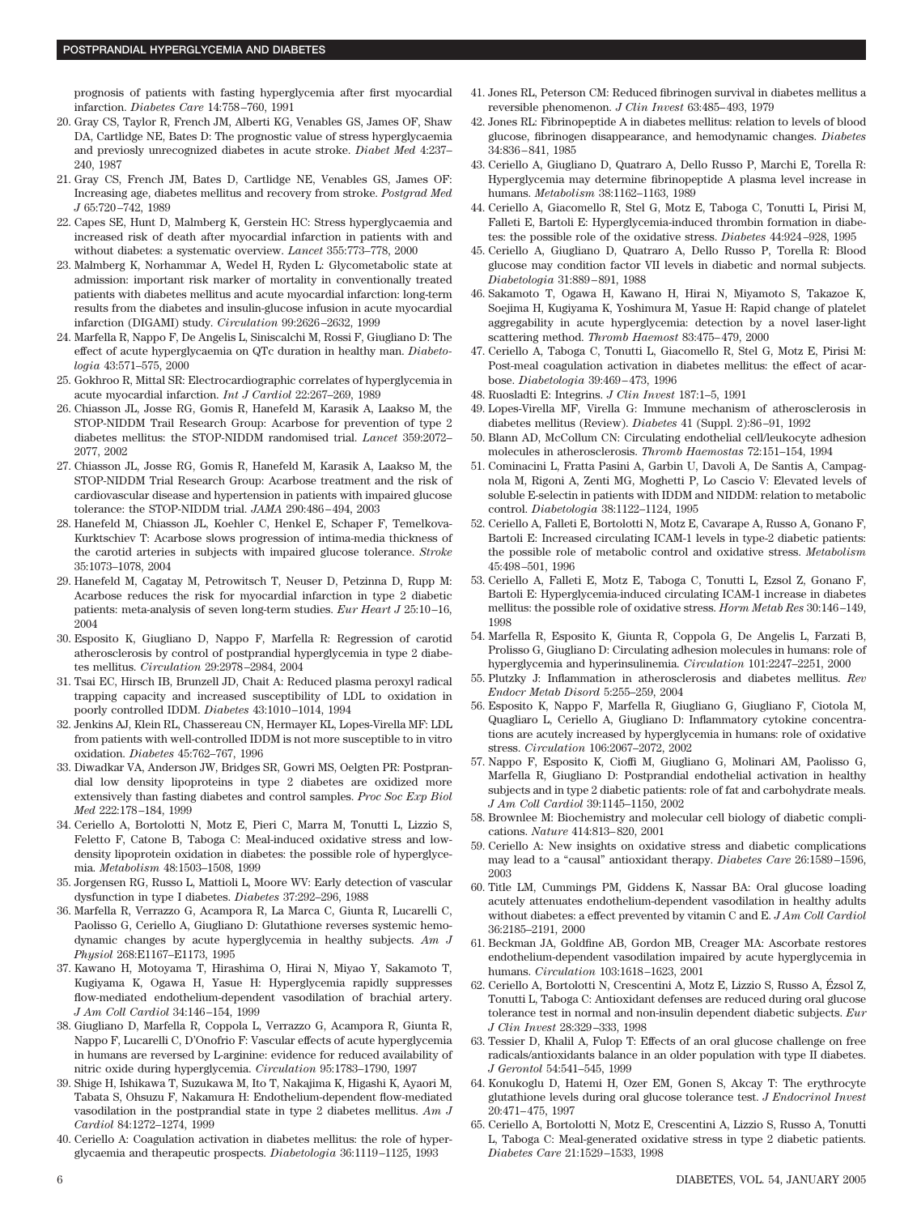prognosis of patients with fasting hyperglycemia after first myocardial infarction. *Diabetes Care* 14:758–760, 1991

20. Gray CS, Taylor R, French JM, Alberti KG, Venables GS, James OF, Shaw DA, Cartlidge NE, Bates D: The prognostic value of stress hyperglycaemia and previosly unrecognized diabetes in acute stroke. *Diabet Med* 4:237–240, 1987
21. Gray CS, French JM, Bates D, Cartlidge NE, Venables GS, James OF: Increasing age, diabetes mellitus and recovery from stroke. *Postgrad Med J* 65:720–742, 1989
22. Capes SE, Hunt D, Malmberg K, Gerstein HC: Stress hyperglycaemia and increased risk of death after myocardial infarction in patients with and without diabetes: a systematic overview. *Lancet* 355:773–778, 2000
23. Malmberg K, Norhammar A, Wedel H, Ryden L: Glycometabolic state at admission: important risk marker of mortality in conventionally treated patients with diabetes mellitus and acute myocardial infarction: long-term results from the diabetes and insulin-glucose infusion in acute myocardial infarction (DIGAMI) study. *Circulation* 99:2626–2632, 1999
24. Marfella R, Nappo F, De Angelis L, Siniscalchi M, Rossi F, Giugliano D: The effect of acute hyperglycaemia on QTc duration in healthy man. *Diabetologia* 43:571–575, 2000
25. Gokhroo R, Mittal SR: Electrocardiographic correlates of hyperglycemia in acute myocardial infarction. *Int J Cardiol* 22:267–269, 1989
26. Chiasson JL, Josse RG, Gomis R, Hanefeld M, Karasik A, Laakso M, the STOP-NIDDM Trail Research Group: Acarbose for prevention of type 2 diabetes mellitus: the STOP-NIDDM randomised trial. *Lancet* 359:2072–2077, 2002
27. Chiasson JL, Josse RG, Gomis R, Hanefeld M, Karasik A, Laakso M, the STOP-NIDDM Trial Research Group: Acarbose treatment and the risk of cardiovascular disease and hypertension in patients with impaired glucose tolerance: the STOP-NIDDM trial. *JAMA* 290:486–494, 2003
28. Hanefeld M, Chiasson JL, Koehler C, Henkel E, Schaper F, Temelkova-Kurktschiev T: Acarbose slows progression of intima-media thickness of the carotid arteries in subjects with impaired glucose tolerance. *Stroke* 35:1073–1078, 2004
29. Hanefeld M, Cagatay M, Petrowitsch T, Neuser D, Petzinna D, Rupp M: Acarbose reduces the risk for myocardial infarction in type 2 diabetic patients: meta-analysis of seven long-term studies. *Eur Heart J* 25:10–16, 2004
30. Esposito K, Giugliano D, Nappo F, Marfella R: Regression of carotid atherosclerosis by control of postprandial hyperglycemia in type 2 diabetes mellitus. *Circulation* 29:2978–2984, 2004
31. Tsai EC, Hirsch IB, Brunzell JD, Chait A: Reduced plasma peroxyl radical trapping capacity and increased susceptibility of LDL to oxidation in poorly controlled IDDM. *Diabetes* 43:1010–1014, 1994
32. Jenkins AJ, Klein RL, Chassereau CN, Hermayer KL, Lopes-Virella MF: LDL from patients with well-controlled IDDM is not more susceptible to in vitro oxidation. *Diabetes* 45:762–767, 1996
33. Diwadkar VA, Anderson JW, Bridges SR, Gowri MS, Oelgten PR: Postprandial low density lipoproteins in type 2 diabetes are oxidized more extensively than fasting diabetes and control samples. *Proc Soc Exp Biol Med* 222:178–184, 1999
34. Ceriello A, Bortolotti N, Motz E, Pieri C, Marra M, Tonutti L, Lizzio S, Feletto F, Catone B, Taboga C: Meal-induced oxidative stress and low-density lipoprotein oxidation in diabetes: the possible role of hyperglycemia. *Metabolism* 48:1503–1508, 1999
35. Jorgensen RG, Russo L, Mattioli L, Moore WV: Early detection of vascular dysfunction in type I diabetes. *Diabetes* 37:292–296, 1988
36. Marfella R, Verrazzo G, Acampora R, La Marca C, Giunta R, Lucarelli C, Paolisso G, Ceriello A, Giugliano D: Glutathione reverses systemic hemodynamic changes by acute hyperglycemia in healthy subjects. *Am J Physiol* 268:E1167–E1173, 1995
37. Kawano H, Motoyama T, Hirashima O, Hirai N, Miyao Y, Sakamoto T, Kugiyama K, Ogawa H, Yasue H: Hyperglycemia rapidly suppresses flow-mediated endothelium-dependent vasodilation of brachial artery. *J Am Coll Cardiol* 34:146–154, 1999
38. Giugliano D, Marfella R, Coppola L, Verrazzo G, Acampora R, Giunta R, Nappo F, Lucarelli C, D'Onofrio F: Vascular effects of acute hyperglycemia in humans are reversed by L-arginine: evidence for reduced availability of nitric oxide during hyperglycemia. *Circulation* 95:1783–1790, 1997
39. Shige H, Ishikawa T, Suzukawa M, Ito T, Nakajima K, Higashi K, Ayaori M, Tabata S, Ohsuzu F, Nakamura H: Endothelium-dependent flow-mediated vasodilation in the postprandial state in type 2 diabetes mellitus. *Am J Cardiol* 84:1272–1274, 1999
40. Ceriello A: Coagulation activation in diabetes mellitus: the role of hyperglycaemia and therapeutic prospects. *Diabetologia* 36:1119–1125, 1993
41. Jones RL, Peterson CM: Reduced fibrinogen survival in diabetes mellitus a reversible phenomenon. *J Clin Invest* 63:485–493, 1979
42. Jones RL: Fibrinopeptide A in diabetes mellitus: relation to levels of blood glucose, fibrinogen disappearance, and hemodynamic changes. *Diabetes* 34:836–841, 1985
43. Ceriello A, Giugliano D, Quatraro A, Dello Russo P, Marchi E, Torella R: Hyperglycemia may determine fibrinopeptide A plasma level increase in humans. *Metabolism* 38:1162–1163, 1989
44. Ceriello A, Giacomello R, Stel G, Motz E, Taboga C, Tonutti L, Pirisi M, Falleti E, Bartoli E: Hyperglycemia-induced thrombin formation in diabetes: the possible role of the oxidative stress. *Diabetes* 44:924–928, 1995
45. Ceriello A, Giugliano D, Quatraro A, Dello Russo P, Torella R: Blood glucose may condition factor VII levels in diabetic and normal subjects. *Diabetologia* 31:889–891, 1988
46. Sakamoto T, Ogawa H, Kawano H, Hirai N, Miyamoto S, Takazoe K, Soejima H, Kugiyama K, Yoshimura M, Yasue H: Rapid change of platelet aggregability in acute hyperglycemia: detection by a novel laser-light scattering method. *Thromb Haemost* 83:475–479, 2000
47. Ceriello A, Taboga C, Tonutti L, Giacomello R, Stel G, Motz E, Pirisi M: Post-meal coagulation activation in diabetes mellitus: the effect of acarbose. *Diabetologia* 39:469–473, 1996
48. Ruosladti E: Integrins. *J Clin Invest* 187:1–5, 1991
49. Lopes-Virella MF, Virella G: Immune mechanism of atherosclerosis in diabetes mellitus (Review). *Diabetes* 41 (Suppl. 2):86–91, 1992
50. Blann AD, McCollum CN: Circulating endothelial cell/leukocyte adhesion molecules in atherosclerosis. *Thromb Haemostas* 72:151–154, 1994
51. Cominacini L, Fratta Pasini A, Garbin U, Davoli A, De Santis A, Campagnola M, Rigoni A, Zenti MG, Moghetti P, Lo Cascio V: Elevated levels of soluble E-selectin in patients with IDDM and NIDDM: relation to metabolic control. *Diabetologia* 38:1122–1124, 1995
52. Ceriello A, Falleti E, Bortolotti N, Motz E, Cavarape A, Russo A, Gonano F, Bartoli E: Increased circulating ICAM-1 levels in type-2 diabetic patients: the possible role of metabolic control and oxidative stress. *Metabolism* 45:498–501, 1996
53. Ceriello A, Falleti E, Motz E, Taboga C, Tonutti L, Ezsol Z, Gonano F, Bartoli E: Hyperglycemia-induced circulating ICAM-1 increase in diabetes mellitus: the possible role of oxidative stress. *Horm Metab Res* 30:146–149, 1998
54. Marfella R, Esposito K, Giunta R, Coppola G, De Angelis L, Farzati B, Prolisso G, Giugliano D: Circulating adhesion molecules in humans: role of hyperglycemia and hyperinsulinemia. *Circulation* 101:2247–2251, 2000
55. Plutzky J: Inflammation in atherosclerosis and diabetes mellitus. *Rev Endocr Metab Disord* 5:255–259, 2004
56. Esposito K, Nappo F, Marfella R, Giugliano G, Giugliano F, Ciotola M, Quagliaro L, Ceriello A, Giugliano D: Inflammatory cytokine concentrations are acutely increased by hyperglycemia in humans: role of oxidative stress. *Circulation* 106:2067–2072, 2002
57. Nappo F, Esposito K, Cioffi M, Giugliano G, Molinari AM, Paolisso G, Marfella R, Giugliano D: Postprandial endothelial activation in healthy subjects and in type 2 diabetic patients: role of fat and carbohydrate meals. *J Am Coll Cardiol* 39:1145–1150, 2002
58. Brownlee M: Biochemistry and molecular cell biology of diabetic complications. *Nature* 414:813–820, 2001
59. Ceriello A: New insights on oxidative stress and diabetic complications may lead to a "causal" antioxidant therapy. *Diabetes Care* 26:1589–1596, 2003
60. Title LM, Cummings PM, Giddens K, Nassar BA: Oral glucose loading acutely attenuates endothelium-dependent vasodilation in healthy adults without diabetes: a effect prevented by vitamin C and E. *J Am Coll Cardiol* 36:2185–2191, 2000
61. Beckman JA, Goldfine AB, Gordon MB, Creager MA: Ascorbate restores endothelium-dependent vasodilation impaired by acute hyperglycemia in humans. *Circulation* 103:1618–1623, 2001
62. Ceriello A, Bortolotti N, Crescentini A, Motz E, Lizzio S, Russo A, Ézsol Z, Tonutti L, Taboga C: Antioxidant defenses are reduced during oral glucose tolerance test in normal and non-insulin dependent diabetic subjects. *Eur J Clin Invest* 28:329–333, 1998
63. Tessier D, Khalil A, Fulop T: Effects of an oral glucose challenge on free radicals/antioxidants balance in an older population with type II diabetes. *J Gerontol* 54:541–545, 1999
64. Konukoglu D, Hatemi H, Ozer EM, Gonen S, Akcay T: The erythrocyte glutathione levels during oral glucose tolerance test. *J Endocrinol Invest* 20:471–475, 1997
65. Ceriello A, Bortolotti N, Motz E, Crescentini A, Lizzio S, Russo A, Tonutti L, Taboga C: Meal-generated oxidative stress in type 2 diabetic patients. *Diabetes Care* 21:1529–1533, 1998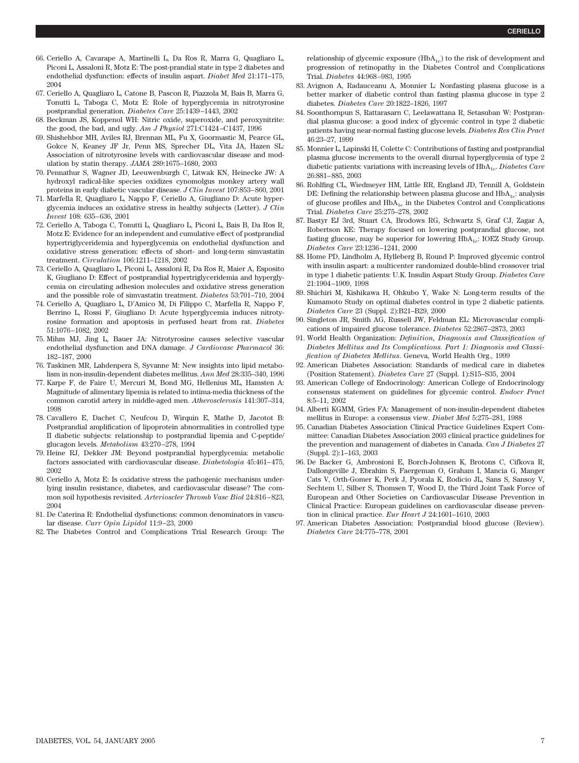66. Ceriello A, Cavarape A, Martinelli L, Da Ros R, Marra G, Quagliaro L, Piconi L, Assaloni R, Motz E: The post-prandial state in type 2 diabetes and endothelial dysfunction: effects of insulin aspart. *Diabet Med* 21:171–175, 2004
67. Ceriello A, Quagliaro L, Catone B, Pascon R, Piazzola M, Bais B, Marra G, Tonutti L, Taboga C, Motz E: Role of hyperglycemia in nitrotyrosine postprandial generation. *Diabetes Care* 25:1439–1443, 2002
68. Beckman JS, Koppenol WH: Nitric oxide, superoxide, and peroxynitrite: the good, the bad, and ugly. *Am J Physiol* 271:C1424–C1437, 1996
69. Shishehbor MH, Aviles RJ, Brennan ML, Fu X, Goormastic M, Pearce GL, Gokce N, Keaney JF Jr, Penn MS, Sprecher DL, Vita JA, Hazen SL: Association of nitrotyrosine levels with cardiovascular disease and modulation by statin therapy. *JAMA* 289:1675–1680, 2003
70. Pennathur S, Wagner JD, Leeuwenburgh C, Litwak KN, Heinecke JW: A hydroxyl radical-like species oxidizes cynomolgus monkey artery wall proteins in early diabetic vascular disease. *J Clin Invest* 107:853–860, 2001
71. Marfella R, Quagliaro L, Nappo F, Ceriello A, Giugliano D: Acute hyperglycemia induces an oxidative stress in healthy subjects (Letter). *J Clin Invest* 108: 635–636, 2001
72. Ceriello A, Taboga C, Tonutti L, Quagliaro L, Piconi L, Bais B, Da Ros R, Motz E: Evidence for an independent and cumulative effect of postprandial hypertriglyceridemia and hyperglycemia on endothelial dysfunction and oxidative stress generation: effects of short- and long-term simvastatin treatment. *Circulation* 106:1211–1218, 2002
73. Ceriello A, Quagliaro L, Piconi L, Assaloni R, Da Ros R, Maier A, Esposito K, Giugliano D: Effect of postprandial hypertriglyceridemia and hyperglycemia on circulating adhesion molecules and oxidative stress generation and the possible role of simvastatin treatment. *Diabetes* 53:701–710, 2004
74. Ceriello A, Quagliaro L, D'Amico M, Di Filippo C, Marfella R, Nappo F, Berrino L, Rossi F, Giugliano D: Acute hyperglycemia induces nitrotyrosine formation and apoptosis in perfused heart from rat. *Diabetes* 51:1076–1082, 2002
75. Mihm MJ, Jing L, Bauer JA: Nitrotyrosine causes selective vascular endothelial dysfunction and DNA damage. *J Cardiovasc Pharmacol* 36: 182–187, 2000
76. Taskinen MR, Lahdenpera S, Syvanne M: New insights into lipid metabolism in non-insulin-dependent diabetes mellitus. *Ann Med* 28:335–340, 1996
77. Karpe F, de Faire U, Mercuri M, Bond MG, Hellenius ML, Hamsten A: Magnitude of alimentary lipemia is related to intima-media thickness of the common carotid artery in middle-aged men. *Atherosclerosis* 141:307–314, 1998
78. Cavallero E, Dachet C, Neufcou D, Wirquin E, Mathe D, Jacotot B: Postprandial amplification of lipoprotein abnormalities in controlled type II diabetic subjects: relationship to postprandial lipemia and C-peptide/glucagon levels. *Metabolism* 43:270–278, 1994
79. Heine RJ, Dekker JM: Beyond postprandial hyperglycemia: metabolic factors associated with cardiovascular disease. *Diabetologia* 45:461–475, 2002
80. Ceriello A, Motz E: Is oxidative stress the pathogenic mechanism underlying insulin resistance, diabetes, and cardiovascular disease? The common soil hypothesis revisited. *Arterioscler Thromb Vasc Biol* 24:816–823, 2004
81. De Caterina R: Endothelial dysfunctions: common denominators in vascular disease. *Curr Opin Lipidol* 11:9–23, 2000
82. The Diabetes Control and Complications Trial Research Group: The relationship of glycemic exposure ($HbA_{1c}$) to the risk of development and progression of retinopathy in the Diabetes Control and Complications Trial. *Diabetes* 44:968–983, 1995
83. Avignon A, Radauceanu A, Monnier L: Nonfasting plasma glucose is a better marker of diabetic control than fasting plasma glucose in type 2 diabetes. *Diabetes Care* 20:1822–1826, 1997
84. Soonthornpun S, Rattarasarn C, Leelawattana R, Setasuban W: Postprandial plasma glucose: a good index of glycemic control in type 2 diabetic patients having near-normal fasting glucose levels. *Diabetes Res Clin Pract* 46:23–27, 1999
85. Monnier L, Lapinski H, Colette C: Contributions of fasting and postprandial plasma glucose increments to the overall diurnal hyperglycemia of type 2 diabetic patients: variations with increasing levels of $HbA_{1c}$. *Diabetes Care* 26:881–885, 2003
86. Rohlfing CL, Wiedmeyer HM, Little RR, England JD, Tennill A, Goldstein DE: Defining the relationship between plasma glucose and $HbA_{1c}$: analysis of glucose profiles and $HbA_{1c}$ in the Diabetes Control and Complications Trial. *Diabetes Care* 25:275–278, 2002
87. Bastyr EJ 3rd, Stuart CA, Brodows RG, Schwartz S, Graf CJ, Zagar A, Robertson KE: Therapy focused on lowering postprandial glucose, not fasting glucose, may be superior for lowering $HbA_{1c}$: IOEZ Study Group. *Diabetes Care* 23:1236–1241, 2000
88. Home PD, Lindholm A, Hylleberg B, Round P: Improved glycemic control with insulin aspart: a multicenter randomized double-blind crossover trial in type 1 diabetic patients: U.K. Insulin Aspart Study Group. *Diabetes Care* 21:1904–1909, 1998
89. Shichiri M, Kishikawa H, Ohkubo Y, Wake N: Long-term results of the Kumamoto Study on optimal diabetes control in type 2 diabetic patients. *Diabetes Care* 23 (Suppl. 2):B21–B29, 2000
90. Singleton JR, Smith AG, Russell JW, Feldman EL: Microvascular complications of impaired glucose tolerance. *Diabetes* 52:2867–2873, 2003
91. World Health Organization: *Definition, Diagnosis and Classification of Diabetes Mellitus and Its Complications. Part 1: Diagnosis and Classification of Diabetes Mellitus*. Geneva, World Health Org., 1999
92. American Diabetes Association: Standards of medical care in diabetes (Position Statement). *Diabetes Care* 27 (Suppl. 1):S15–S35, 2004
93. American College of Endocrinology: American College of Endocrinology consensus statement on guidelines for glycemic control. *Endocr Pract* 8:5–11, 2002
94. Alberti KGMM, Gries FA: Management of non-insulin-dependent diabetes mellitus in Europe: a consensus view. *Diabet Med* 5:275–281, 1988
95. Canadian Diabetes Association Clinical Practice Guidelines Expert Committee: Canadian Diabetes Association 2003 clinical practice guidelines for the prevention and management of diabetes in Canada. *Can J Diabetes* 27 (Suppl. 2):1–163, 2003
96. De Backer G, Ambrosioni E, Borch-Johnsen K, Brotons C, Cifkova R, Dallongeville J, Ebrahim S, Faergeman O, Graham I, Mancia G, Manger Cats V, Orth-Gomer K, Perk J, Pyorala K, Rodicio JL, Sans S, Sansoy V, Sechtem U, Silber S, Thomsen T, Wood D, the Third Joint Task Force of European and Other Societies on Cardiovascular Disease Prevention in Clinical Practice: European guidelines on cardiovascular disease prevention in clinical practice. *Eur Heart J* 24:1601–1610, 2003
97. American Diabetes Association: Postprandial blood glucose (Review). *Diabetes Care* 24:775–778, 2001